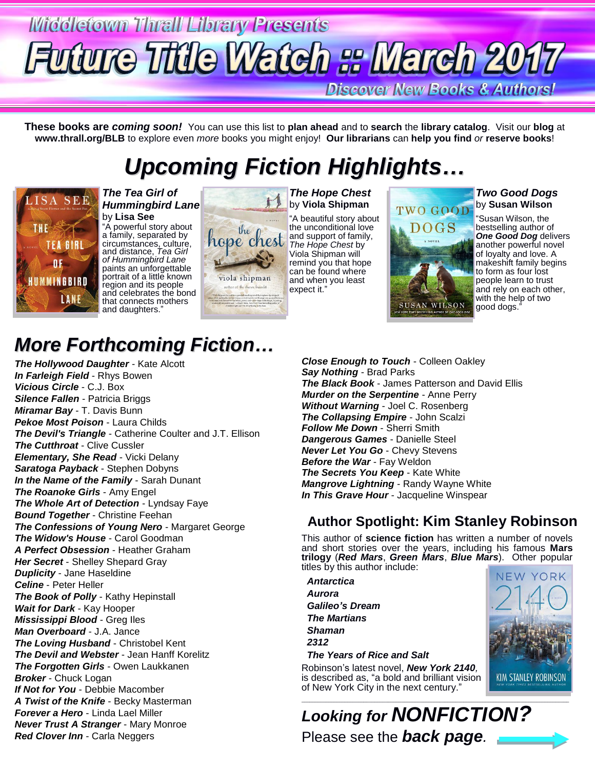# Middletown Thrall Library Presents

# Future Title Watch :: March 2017

*Discover New Books & Authors!*

**These books are *coming soon!*** You can use this list to **plan ahead** and to **search** the **library catalog**. Visit our **blog** at **www.thrall.org/BLB** to explore even *more* books you might enjoy! **Our librarians** can **help you find** *or* **reserve books**!

## *Upcoming Fiction Highlights…*

***The Tea Girl of Hummingbird Lane*** by **Lisa See**
"A powerful story about a family, separated by circumstances, culture, and distance, *Tea Girl of Hummingbird Lane* paints an unforgettable portrait of a little known region and its people and celebrates the bond that connects mothers and daughters."

***The Hope Chest*** by **Viola Shipman**
"A beautiful story about the unconditional love and support of family, *The Hope Chest* by Viola Shipman will remind you that hope can be found where and when you least expect it."

***Two Good Dogs*** by **Susan Wilson**
"Susan Wilson, the bestselling author of ***One Good Dog*** delivers another powerful novel of loyalty and love. A makeshift family begins to form as four lost people learn to trust and rely on each other, with the help of two good dogs."

## *More Forthcoming Fiction…*

***The Hollywood Daughter*** - Kate Alcott
***In Farleigh Field*** - Rhys Bowen
***Vicious Circle*** - C.J. Box
***Silence Fallen*** - Patricia Briggs
***Miramar Bay*** - T. Davis Bunn
***Pekoe Most Poison*** - Laura Childs
***The Devil's Triangle*** - Catherine Coulter and J.T. Ellison
***The Cutthroat*** - Clive Cussler
***Elementary, She Read*** - Vicki Delany
***Saratoga Payback*** - Stephen Dobyns
***In the Name of the Family*** - Sarah Dunant
***The Roanoke Girls*** - Amy Engel
***The Whole Art of Detection*** - Lyndsay Faye
***Bound Together*** - Christine Feehan
***The Confessions of Young Nero*** - Margaret George
***The Widow's House*** - Carol Goodman
***A Perfect Obsession*** - Heather Graham
***Her Secret*** - Shelley Shepard Gray
***Duplicity*** - Jane Haseldine
***Celine*** - Peter Heller
***The Book of Polly*** - Kathy Hepinstall
***Wait for Dark*** - Kay Hooper
***Mississippi Blood*** - Greg Iles
***Man Overboard*** - J.A. Jance
***The Loving Husband*** - Christobel Kent
***The Devil and Webster*** - Jean Hanff Korelitz
***The Forgotten Girls*** - Owen Laukkanen
***Broker*** - Chuck Logan
***If Not for You*** - Debbie Macomber
***A Twist of the Knife*** - Becky Masterman
***Forever a Hero*** - Linda Lael Miller
***Never Trust A Stranger*** - Mary Monroe
***Red Clover Inn*** - Carla Neggers
***Close Enough to Touch*** - Colleen Oakley
***Say Nothing*** - Brad Parks
***The Black Book*** - James Patterson and David Ellis
***Murder on the Serpentine*** - Anne Perry
***Without Warning*** - Joel C. Rosenberg
***The Collapsing Empire*** - John Scalzi
***Follow Me Down*** - Sherri Smith
***Dangerous Games*** - Danielle Steel
***Never Let You Go*** - Chevy Stevens
***Before the War*** - Fay Weldon
***The Secrets You Keep*** - Kate White
***Mangrove Lightning*** - Randy Wayne White
***In This Grave Hour*** - Jacqueline Winspear

## Author Spotlight: Kim Stanley Robinson

This author of **science fiction** has written a number of novels and short stories over the years, including his famous **Mars trilogy** (***Red Mars***, ***Green Mars***, ***Blue Mars***). Other popular titles by this author include:

***Antarctica***
***Aurora***
***Galileo's Dream***
***The Martians***
***Shaman***
***2312***
***The Years of Rice and Salt***

Robinson's latest novel, ***New York 2140***, is described as, "a bold and brilliant vision of New York City in the next century."

## *Looking for NONFICTION?*

Please see the ***back page.***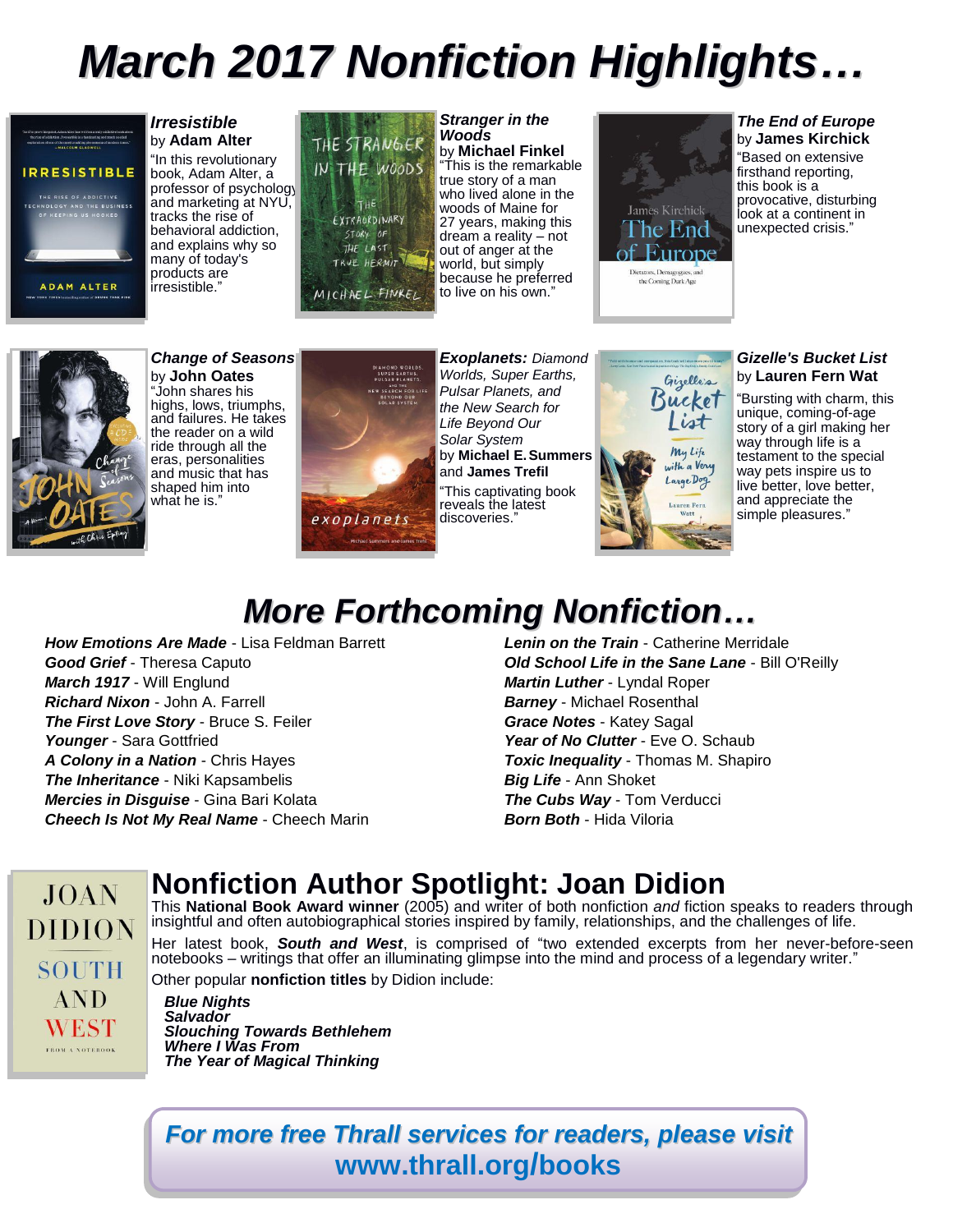# March 2017 Nonfiction Highlights…

***Irresistible***
by **Adam Alter**
"In this revolutionary book, Adam Alter, a professor of psychology and marketing at NYU, tracks the rise of behavioral addiction, and explains why so many of today's products are irresistible."

***Stranger in the Woods***
by **Michael Finkel**
"This is the remarkable true story of a man who lived alone in the woods of Maine for 27 years, making this dream a reality – not out of anger at the world, but simply because he preferred to live on his own."

***The End of Europe***
by **James Kirchick**
"Based on extensive firsthand reporting, this book is a provocative, disturbing look at a continent in unexpected crisis."

***Change of Seasons***
by **John Oates**
"John shares his highs, lows, triumphs, and failures. He takes the reader on a wild ride through all the eras, personalities and music that has shaped him into what he is."

***Exoplanets:*** *Diamond Worlds, Super Earths, Pulsar Planets, and the New Search for Life Beyond Our Solar System*
by **Michael E. Summers** and **James Trefil**
"This captivating book reveals the latest discoveries."

***Gizelle's Bucket List***
by **Lauren Fern Wat**
"Bursting with charm, this unique, coming-of-age story of a girl making her way through life is a testament to the special way pets inspire us to live better, love better, and appreciate the simple pleasures."

## More Forthcoming Nonfiction…

***How Emotions Are Made*** - Lisa Feldman Barrett
***Good Grief*** - Theresa Caputo
***March 1917*** - Will Englund
***Richard Nixon*** - John A. Farrell
***The First Love Story*** - Bruce S. Feiler
***Younger*** - Sara Gottfried
***A Colony in a Nation*** - Chris Hayes
***The Inheritance*** - Niki Kapsambelis
***Mercies in Disguise*** - Gina Bari Kolata
***Cheech Is Not My Real Name*** - Cheech Marin
***Lenin on the Train*** - Catherine Merridale
***Old School Life in the Sane Lane*** - Bill O'Reilly
***Martin Luther*** - Lyndal Roper
***Barney*** - Michael Rosenthal
***Grace Notes*** - Katey Sagal
***Year of No Clutter*** - Eve O. Schaub
***Toxic Inequality*** - Thomas M. Shapiro
***Big Life*** - Ann Shoket
***The Cubs Way*** - Tom Verducci
***Born Both*** - Hida Viloria

## Nonfiction Author Spotlight: Joan Didion

This **National Book Award winner** (2005) and writer of both nonfiction *and* fiction speaks to readers through insightful and often autobiographical stories inspired by family, relationships, and the challenges of life.

Her latest book, ***South and West***, is comprised of "two extended excerpts from her never-before-seen notebooks – writings that offer an illuminating glimpse into the mind and process of a legendary writer."

Other popular **nonfiction titles** by Didion include:

***Blue Nights***
***Salvador***
***Slouching Towards Bethlehem***
***Where I Was From***
***The Year of Magical Thinking***

***For more free Thrall services for readers, please visit***
**www.thrall.org/books**